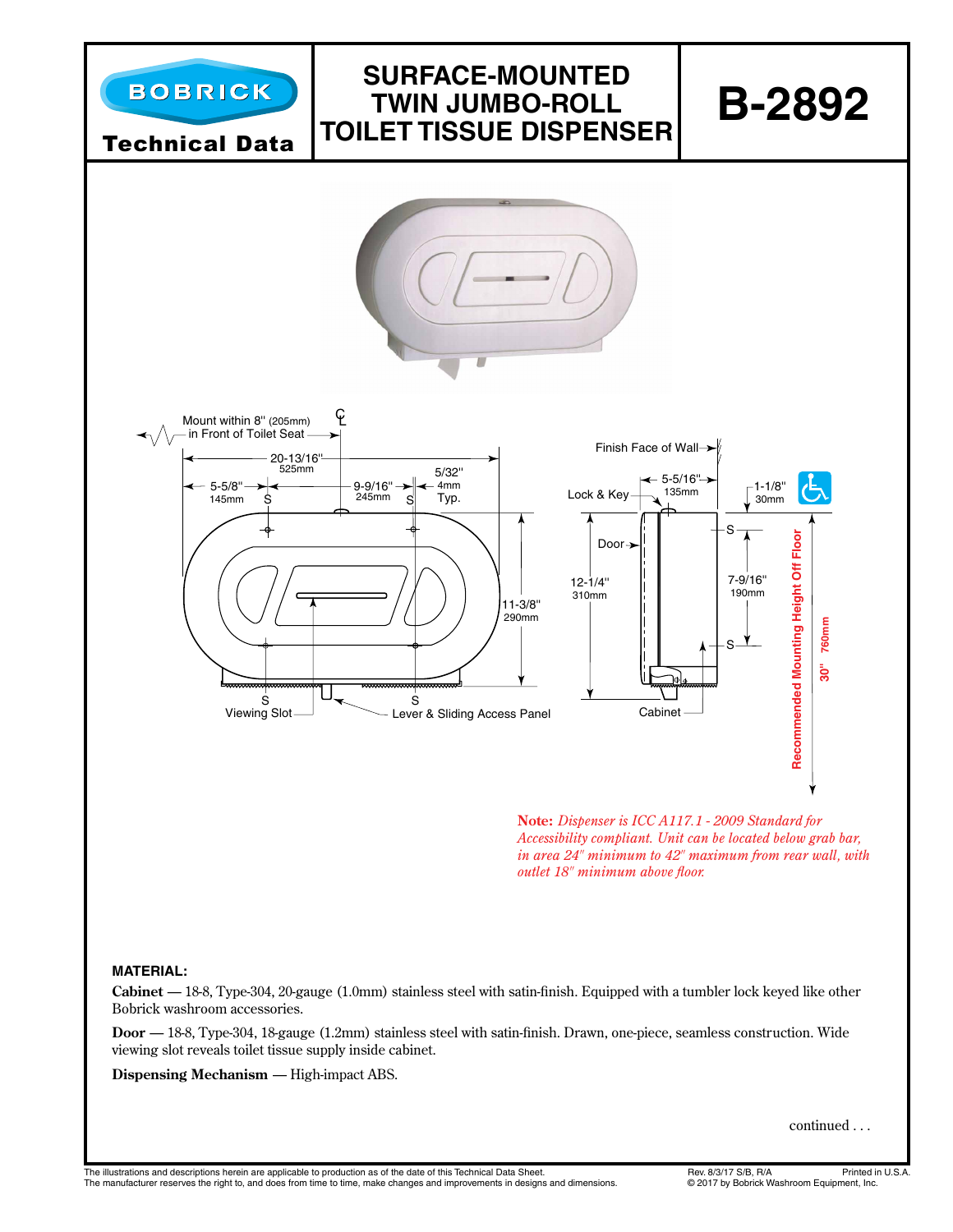# BOBRICK

**Technical Data**

# SURFACE-MOUNTED TWIN JUMBO-ROLL TOILET TISSUE DISPENSER

# B-2892

Mount within 8" (205mm) in Front of Toilet Seat

20-13/16" 525mm

5-5/8" 145mm

9-9/16" 245mm

5/32" 4mm Typ.

11-3/8" 290mm

Viewing Slot

Lever & Sliding Access Panel

Finish Face of Wall

Lock & Key

5-5/16" 135mm

1-1/8" 30mm

Door

12-1/4" 310mm

7-9/16" 190mm

Cabinet

Recommended Mounting Height Off Floor 30" 760mm

**Note:** *Dispenser is ICC A117.1 - 2009 Standard for Accessibility compliant. Unit can be located below grab bar, in area 24" minimum to 42" maximum from rear wall, with outlet 18" minimum above floor.*

### MATERIAL:

**Cabinet —** 18-8, Type-304, 20-gauge (1.0mm) stainless steel with satin-finish. Equipped with a tumbler lock keyed like other Bobrick washroom accessories.

**Door —** 18-8, Type-304, 18-gauge (1.2mm) stainless steel with satin-finish. Drawn, one-piece, seamless construction. Wide viewing slot reveals toilet tissue supply inside cabinet.

**Dispensing Mechanism —** High-impact ABS.

continued . . .

The illustrations and descriptions herein are applicable to production as of the date of this Technical Data Sheet.
The manufacturer reserves the right to, and does from time to time, make changes and improvements in designs and dimensions.

Rev. 8/3/17 S/B, R/A Printed in U.S.A.
© 2017 by Bobrick Washroom Equipment, Inc.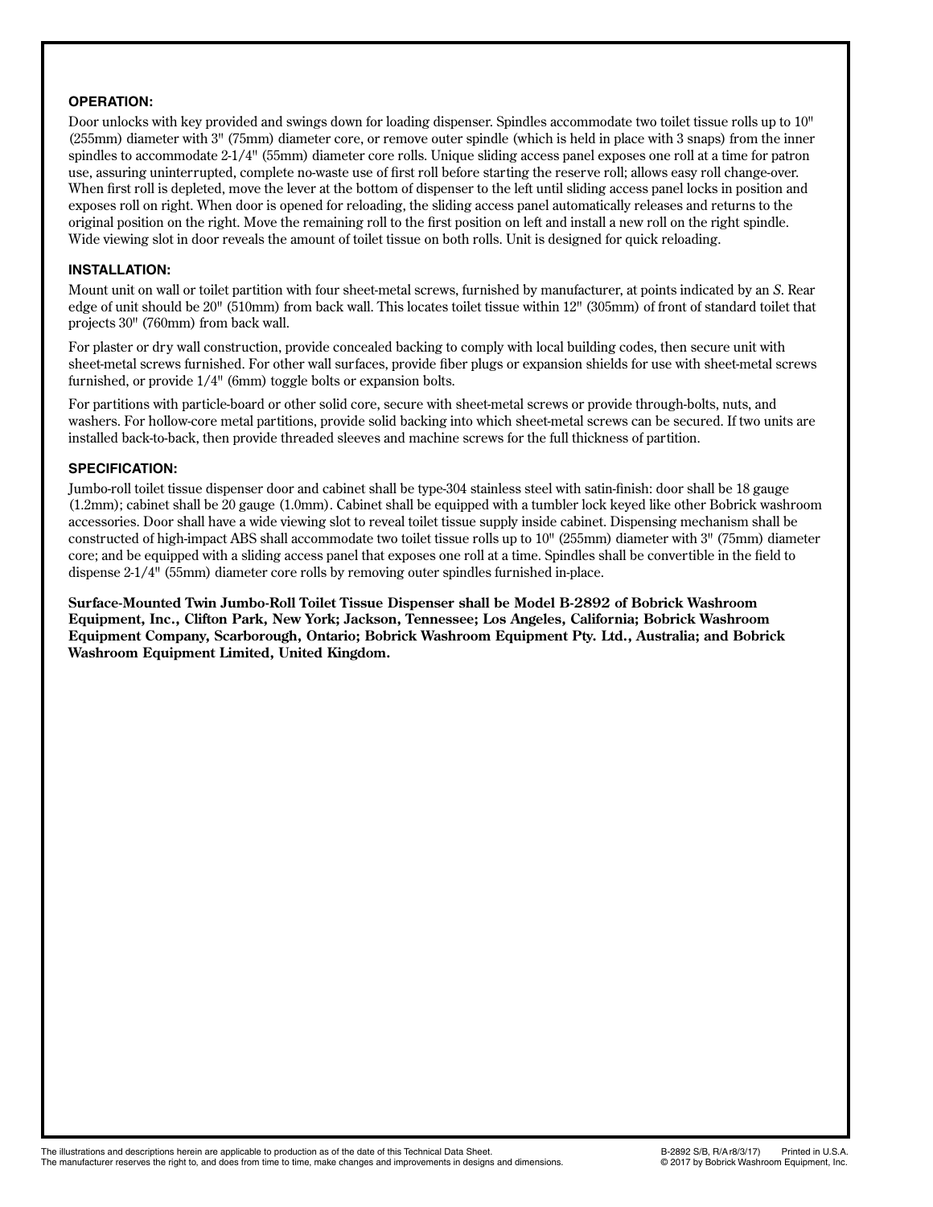## OPERATION:

Door unlocks with key provided and swings down for loading dispenser. Spindles accommodate two toilet tissue rolls up to 10" (255mm) diameter with 3" (75mm) diameter core, or remove outer spindle (which is held in place with 3 snaps) from the inner spindles to accommodate 2-1/4" (55mm) diameter core rolls. Unique sliding access panel exposes one roll at a time for patron use, assuring uninterrupted, complete no-waste use of first roll before starting the reserve roll; allows easy roll change-over. When first roll is depleted, move the lever at the bottom of dispenser to the left until sliding access panel locks in position and exposes roll on right. When door is opened for reloading, the sliding access panel automatically releases and returns to the original position on the right. Move the remaining roll to the first position on left and install a new roll on the right spindle. Wide viewing slot in door reveals the amount of toilet tissue on both rolls. Unit is designed for quick reloading.

## INSTALLATION:

Mount unit on wall or toilet partition with four sheet-metal screws, furnished by manufacturer, at points indicated by an *S*. Rear edge of unit should be 20" (510mm) from back wall. This locates toilet tissue within 12" (305mm) of front of standard toilet that projects 30" (760mm) from back wall.

For plaster or dry wall construction, provide concealed backing to comply with local building codes, then secure unit with sheet-metal screws furnished. For other wall surfaces, provide fiber plugs or expansion shields for use with sheet-metal screws furnished, or provide 1/4" (6mm) toggle bolts or expansion bolts.

For partitions with particle-board or other solid core, secure with sheet-metal screws or provide through-bolts, nuts, and washers. For hollow-core metal partitions, provide solid backing into which sheet-metal screws can be secured. If two units are installed back-to-back, then provide threaded sleeves and machine screws for the full thickness of partition.

## SPECIFICATION:

Jumbo-roll toilet tissue dispenser door and cabinet shall be type-304 stainless steel with satin-finish: door shall be 18 gauge (1.2mm); cabinet shall be 20 gauge (1.0mm). Cabinet shall be equipped with a tumbler lock keyed like other Bobrick washroom accessories. Door shall have a wide viewing slot to reveal toilet tissue supply inside cabinet. Dispensing mechanism shall be constructed of high-impact ABS shall accommodate two toilet tissue rolls up to 10" (255mm) diameter with 3" (75mm) diameter core; and be equipped with a sliding access panel that exposes one roll at a time. Spindles shall be convertible in the field to dispense 2-1/4" (55mm) diameter core rolls by removing outer spindles furnished in-place.

**Surface-Mounted Twin Jumbo-Roll Toilet Tissue Dispenser shall be Model B-2892 of Bobrick Washroom Equipment, Inc., Clifton Park, New York; Jackson, Tennessee; Los Angeles, California; Bobrick Washroom Equipment Company, Scarborough, Ontario; Bobrick Washroom Equipment Pty. Ltd., Australia; and Bobrick Washroom Equipment Limited, United Kingdom.**

The illustrations and descriptions herein are applicable to production as of the date of this Technical Data Sheet.
The manufacturer reserves the right to, and does from time to time, make changes and improvements in designs and dimensions.

B-2892 S/B, R/A r8/3/17) Printed in U.S.A.
© 2017 by Bobrick Washroom Equipment, Inc.